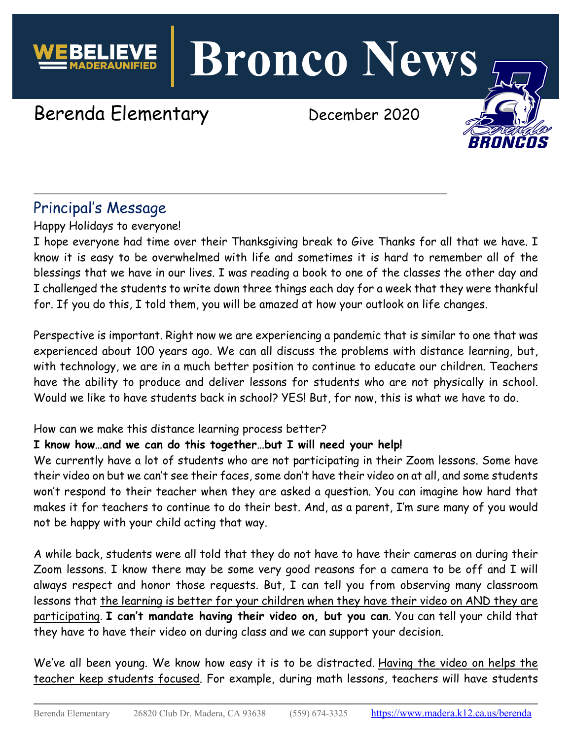# Bronco News

WEBELIEVE MADERAUNIFIED

Berenda Elementary December 2020

## Principal's Message

Happy Holidays to everyone!

I hope everyone had time over their Thanksgiving break to Give Thanks for all that we have. I know it is easy to be overwhelmed with life and sometimes it is hard to remember all of the blessings that we have in our lives. I was reading a book to one of the classes the other day and I challenged the students to write down three things each day for a week that they were thankful for. If you do this, I told them, you will be amazed at how your outlook on life changes.

Perspective is important. Right now we are experiencing a pandemic that is similar to one that was experienced about 100 years ago. We can all discuss the problems with distance learning, but, with technology, we are in a much better position to continue to educate our children. Teachers have the ability to produce and deliver lessons for students who are not physically in school. Would we like to have students back in school? YES! But, for now, this is what we have to do.

How can we make this distance learning process better?

**I know how…and we can do this together…but I will need your help!**

We currently have a lot of students who are not participating in their Zoom lessons. Some have their video on but we can't see their faces, some don't have their video on at all, and some students won't respond to their teacher when they are asked a question. You can imagine how hard that makes it for teachers to continue to do their best. And, as a parent, I'm sure many of you would not be happy with your child acting that way.

A while back, students were all told that they do not have to have their cameras on during their Zoom lessons. I know there may be some very good reasons for a camera to be off and I will always respect and honor those requests. But, I can tell you from observing many classroom lessons that the learning is better for your children when they have their video on AND they are participating. **I can't mandate having their video on, but you can**. You can tell your child that they have to have their video on during class and we can support your decision.

We've all been young. We know how easy it is to be distracted. Having the video on helps the teacher keep students focused. For example, during math lessons, teachers will have students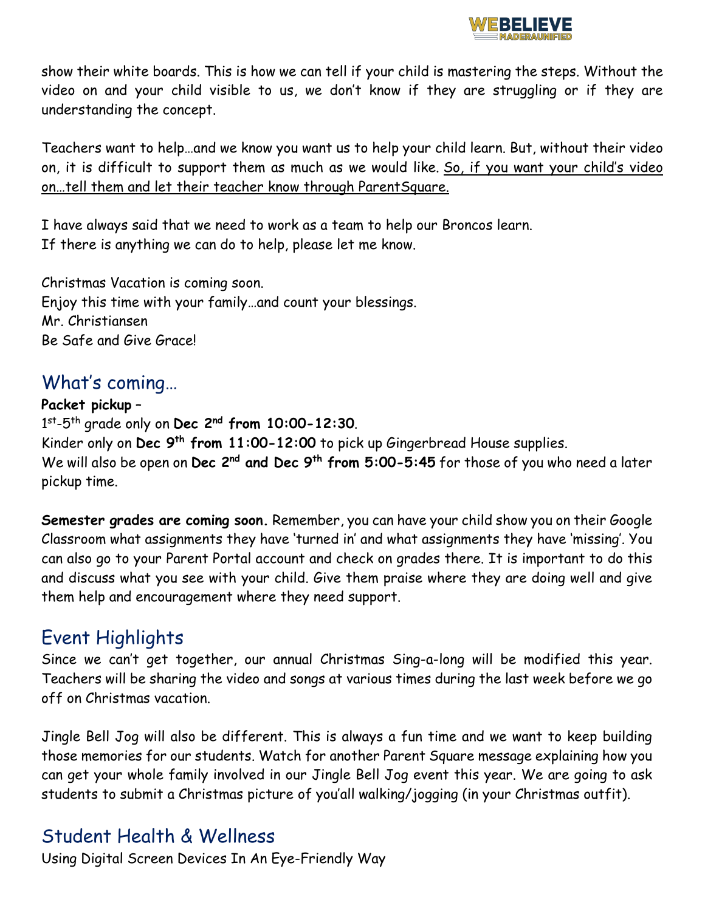show their white boards. This is how we can tell if your child is mastering the steps. Without the video on and your child visible to us, we don't know if they are struggling or if they are understanding the concept.

Teachers want to help…and we know you want us to help your child learn. But, without their video on, it is difficult to support them as much as we would like. So, if you want your child's video on…tell them and let their teacher know through ParentSquare.

I have always said that we need to work as a team to help our Broncos learn.
If there is anything we can do to help, please let me know.

Christmas Vacation is coming soon.
Enjoy this time with your family…and count your blessings.
Mr. Christiansen
Be Safe and Give Grace!

## What's coming…

**Packet pickup** –
1st-5th grade only on **Dec 2nd from 10:00-12:30**.
Kinder only on **Dec 9th from 11:00-12:00** to pick up Gingerbread House supplies.
We will also be open on **Dec 2nd and Dec 9th from 5:00-5:45** for those of you who need a later pickup time.

**Semester grades are coming soon.** Remember, you can have your child show you on their Google Classroom what assignments they have 'turned in' and what assignments they have 'missing'. You can also go to your Parent Portal account and check on grades there. It is important to do this and discuss what you see with your child. Give them praise where they are doing well and give them help and encouragement where they need support.

## Event Highlights

Since we can't get together, our annual Christmas Sing-a-long will be modified this year. Teachers will be sharing the video and songs at various times during the last week before we go off on Christmas vacation.

Jingle Bell Jog will also be different. This is always a fun time and we want to keep building those memories for our students. Watch for another Parent Square message explaining how you can get your whole family involved in our Jingle Bell Jog event this year. We are going to ask students to submit a Christmas picture of you'all walking/jogging (in your Christmas outfit).

## Student Health & Wellness

Using Digital Screen Devices In An Eye-Friendly Way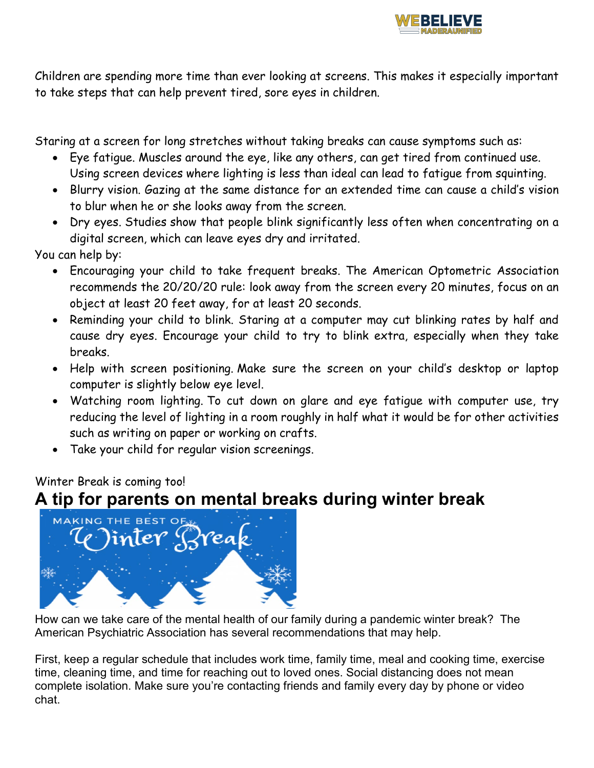Children are spending more time than ever looking at screens. This makes it especially important to take steps that can help prevent tired, sore eyes in children.

Staring at a screen for long stretches without taking breaks can cause symptoms such as:

- Eye fatigue. Muscles around the eye, like any others, can get tired from continued use. Using screen devices where lighting is less than ideal can lead to fatigue from squinting.
- Blurry vision. Gazing at the same distance for an extended time can cause a child's vision to blur when he or she looks away from the screen.
- Dry eyes. Studies show that people blink significantly less often when concentrating on a digital screen, which can leave eyes dry and irritated.

You can help by:

- Encouraging your child to take frequent breaks. The American Optometric Association recommends the 20/20/20 rule: look away from the screen every 20 minutes, focus on an object at least 20 feet away, for at least 20 seconds.
- Reminding your child to blink. Staring at a computer may cut blinking rates by half and cause dry eyes. Encourage your child to try to blink extra, especially when they take breaks.
- Help with screen positioning. Make sure the screen on your child's desktop or laptop computer is slightly below eye level.
- Watching room lighting. To cut down on glare and eye fatigue with computer use, try reducing the level of lighting in a room roughly in half what it would be for other activities such as writing on paper or working on crafts.
- Take your child for regular vision screenings.

Winter Break is coming too!

# A tip for parents on mental breaks during winter break

MAKING THE BEST OF Winter Break

How can we take care of the mental health of our family during a pandemic winter break? The American Psychiatric Association has several recommendations that may help.

First, keep a regular schedule that includes work time, family time, meal and cooking time, exercise time, cleaning time, and time for reaching out to loved ones. Social distancing does not mean complete isolation. Make sure you're contacting friends and family every day by phone or video chat.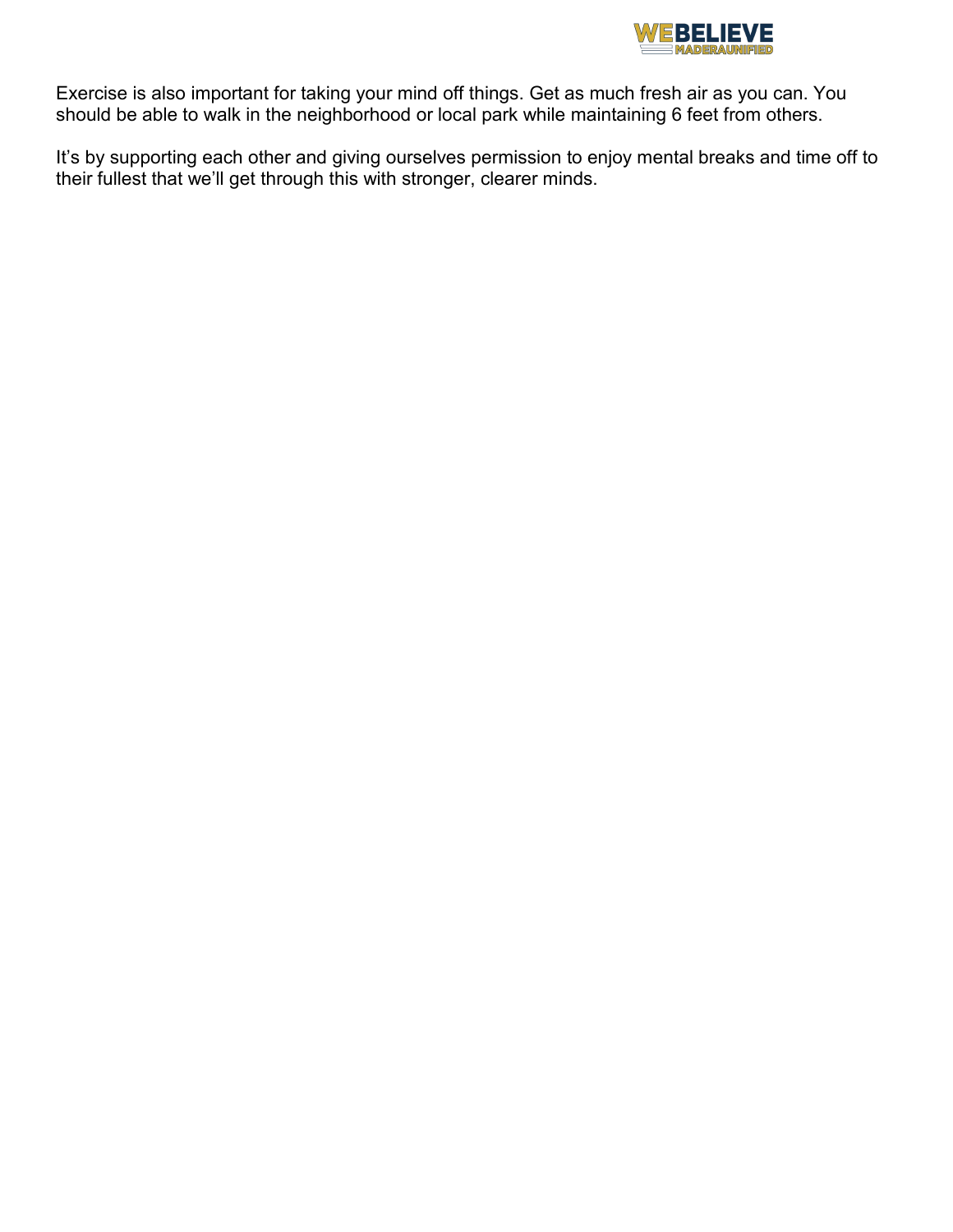Exercise is also important for taking your mind off things. Get as much fresh air as you can. You should be able to walk in the neighborhood or local park while maintaining 6 feet from others.

It's by supporting each other and giving ourselves permission to enjoy mental breaks and time off to their fullest that we'll get through this with stronger, clearer minds.